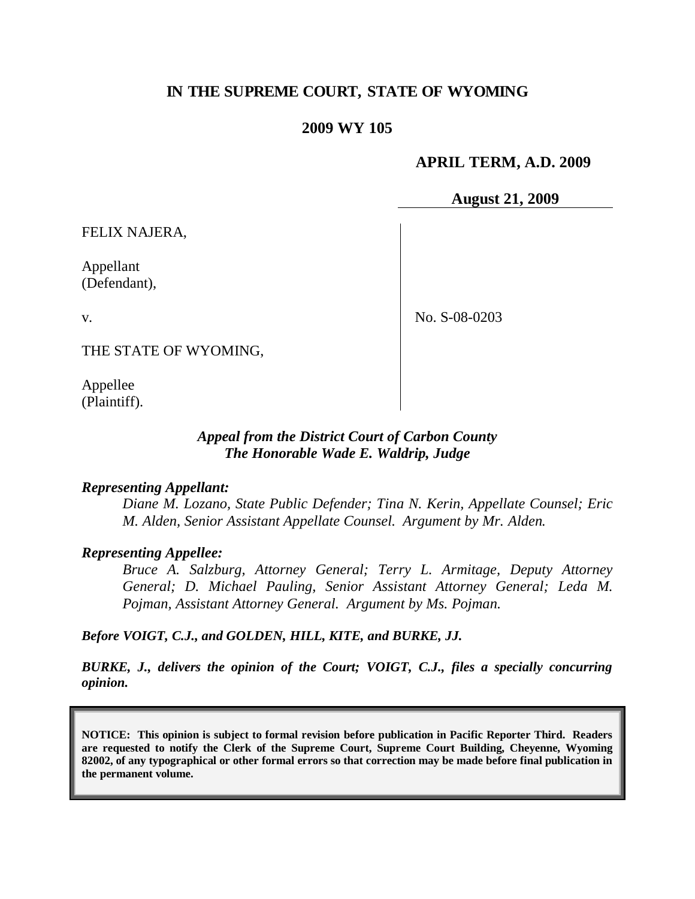# IN THE SUPREME COURT, STATE OF WYOMING

## 2009 WY 105

**APRIL TERM, A.D. 2009**

**August 21, 2009**

| | |
|---|---|
| FELIX NAJERA,<br><br>Appellant<br>(Defendant),<br><br>v.<br><br>THE STATE OF WYOMING,<br><br>Appellee<br>(Plaintiff). | No. S-08-0203 |

***Appeal from the District Court of Carbon County***
***The Honorable Wade E. Waldrip, Judge***

***Representing Appellant:***

*Diane M. Lozano, State Public Defender; Tina N. Kerin, Appellate Counsel; Eric M. Alden, Senior Assistant Appellate Counsel. Argument by Mr. Alden.*

***Representing Appellee:***

*Bruce A. Salzburg, Attorney General; Terry L. Armitage, Deputy Attorney General; D. Michael Pauling, Senior Assistant Attorney General; Leda M. Pojman, Assistant Attorney General. Argument by Ms. Pojman.*

***Before VOIGT, C.J., and GOLDEN, HILL, KITE, and BURKE, JJ.***

***BURKE, J., delivers the opinion of the Court; VOIGT, C.J., files a specially concurring opinion.***

**NOTICE: This opinion is subject to formal revision before publication in Pacific Reporter Third. Readers are requested to notify the Clerk of the Supreme Court, Supreme Court Building, Cheyenne, Wyoming 82002, of any typographical or other formal errors so that correction may be made before final publication in the permanent volume.**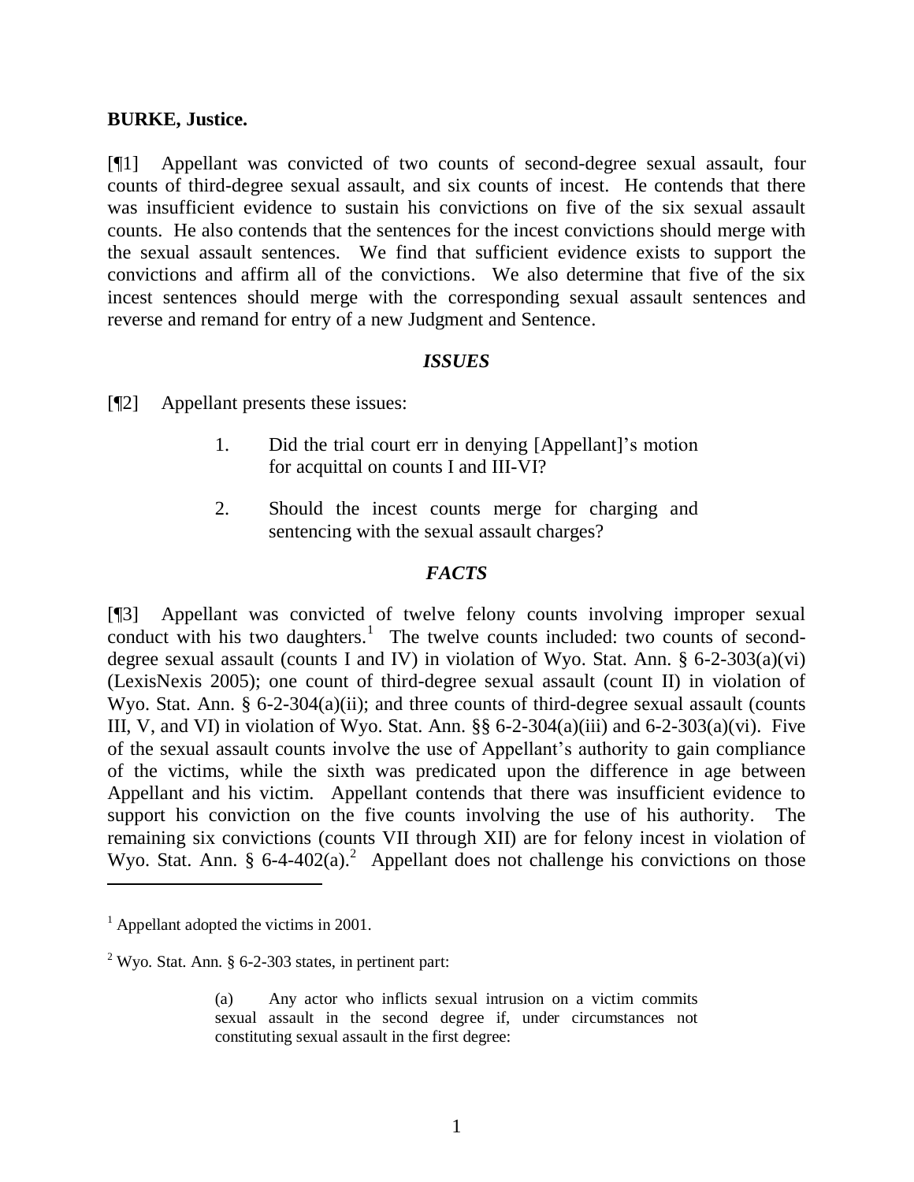**BURKE, Justice.**

[¶1] Appellant was convicted of two counts of second-degree sexual assault, four counts of third-degree sexual assault, and six counts of incest. He contends that there was insufficient evidence to sustain his convictions on five of the six sexual assault counts. He also contends that the sentences for the incest convictions should merge with the sexual assault sentences. We find that sufficient evidence exists to support the convictions and affirm all of the convictions. We also determine that five of the six incest sentences should merge with the corresponding sexual assault sentences and reverse and remand for entry of a new Judgment and Sentence.

## *ISSUES*

[¶2] Appellant presents these issues:

> 1. Did the trial court err in denying [Appellant]'s motion for acquittal on counts I and III-VI?
>
> 2. Should the incest counts merge for charging and sentencing with the sexual assault charges?

## *FACTS*

[¶3] Appellant was convicted of twelve felony counts involving improper sexual conduct with his two daughters.[1] The twelve counts included: two counts of second-degree sexual assault (counts I and IV) in violation of Wyo. Stat. Ann. § 6-2-303(a)(vi) (LexisNexis 2005); one count of third-degree sexual assault (count II) in violation of Wyo. Stat. Ann. § 6-2-304(a)(ii); and three counts of third-degree sexual assault (counts III, V, and VI) in violation of Wyo. Stat. Ann. §§ 6-2-304(a)(iii) and 6-2-303(a)(vi). Five of the sexual assault counts involve the use of Appellant's authority to gain compliance of the victims, while the sixth was predicated upon the difference in age between Appellant and his victim. Appellant contends that there was insufficient evidence to support his conviction on the five counts involving the use of his authority. The remaining six convictions (counts VII through XII) are for felony incest in violation of Wyo. Stat. Ann. § 6-4-402(a).[2] Appellant does not challenge his convictions on those

---

[1] Appellant adopted the victims in 2001.

[2] Wyo. Stat. Ann. § 6-2-303 states, in pertinent part:

> (a) Any actor who inflicts sexual intrusion on a victim commits sexual assault in the second degree if, under circumstances not constituting sexual assault in the first degree: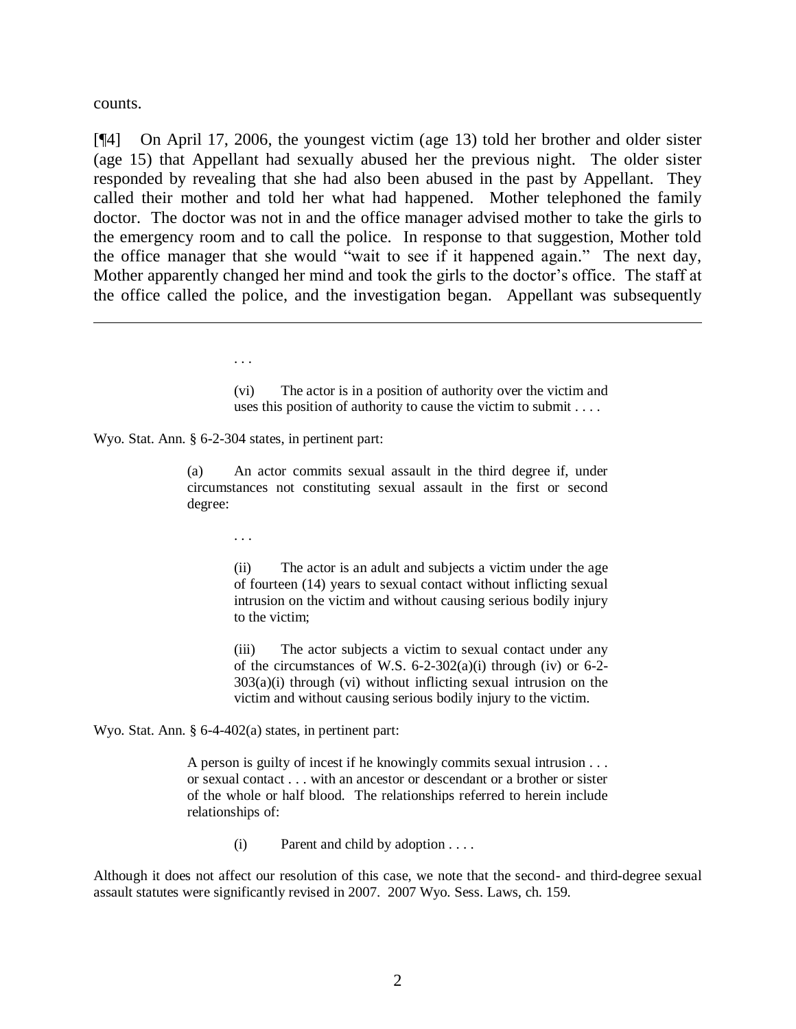counts.

[¶4] On April 17, 2006, the youngest victim (age 13) told her brother and older sister (age 15) that Appellant had sexually abused her the previous night. The older sister responded by revealing that she had also been abused in the past by Appellant. They called their mother and told her what had happened. Mother telephoned the family doctor. The doctor was not in and the office manager advised mother to take the girls to the emergency room and to call the police. In response to that suggestion, Mother told the office manager that she would "wait to see if it happened again." The next day, Mother apparently changed her mind and took the girls to the doctor's office. The staff at the office called the police, and the investigation began. Appellant was subsequently

---

> . . .
>
> (vi) The actor is in a position of authority over the victim and uses this position of authority to cause the victim to submit . . . .

Wyo. Stat. Ann. § 6-2-304 states, in pertinent part:

> (a) An actor commits sexual assault in the third degree if, under circumstances not constituting sexual assault in the first or second degree:
>
> . . .
>
> (ii) The actor is an adult and subjects a victim under the age of fourteen (14) years to sexual contact without inflicting sexual intrusion on the victim and without causing serious bodily injury to the victim;
>
> (iii) The actor subjects a victim to sexual contact under any of the circumstances of W.S. 6-2-302(a)(i) through (iv) or 6-2-303(a)(i) through (vi) without inflicting sexual intrusion on the victim and without causing serious bodily injury to the victim.

Wyo. Stat. Ann. § 6-4-402(a) states, in pertinent part:

> A person is guilty of incest if he knowingly commits sexual intrusion . . . or sexual contact . . . with an ancestor or descendant or a brother or sister of the whole or half blood. The relationships referred to herein include relationships of:
>
> (i) Parent and child by adoption . . . .

Although it does not affect our resolution of this case, we note that the second- and third-degree sexual assault statutes were significantly revised in 2007. 2007 Wyo. Sess. Laws, ch. 159.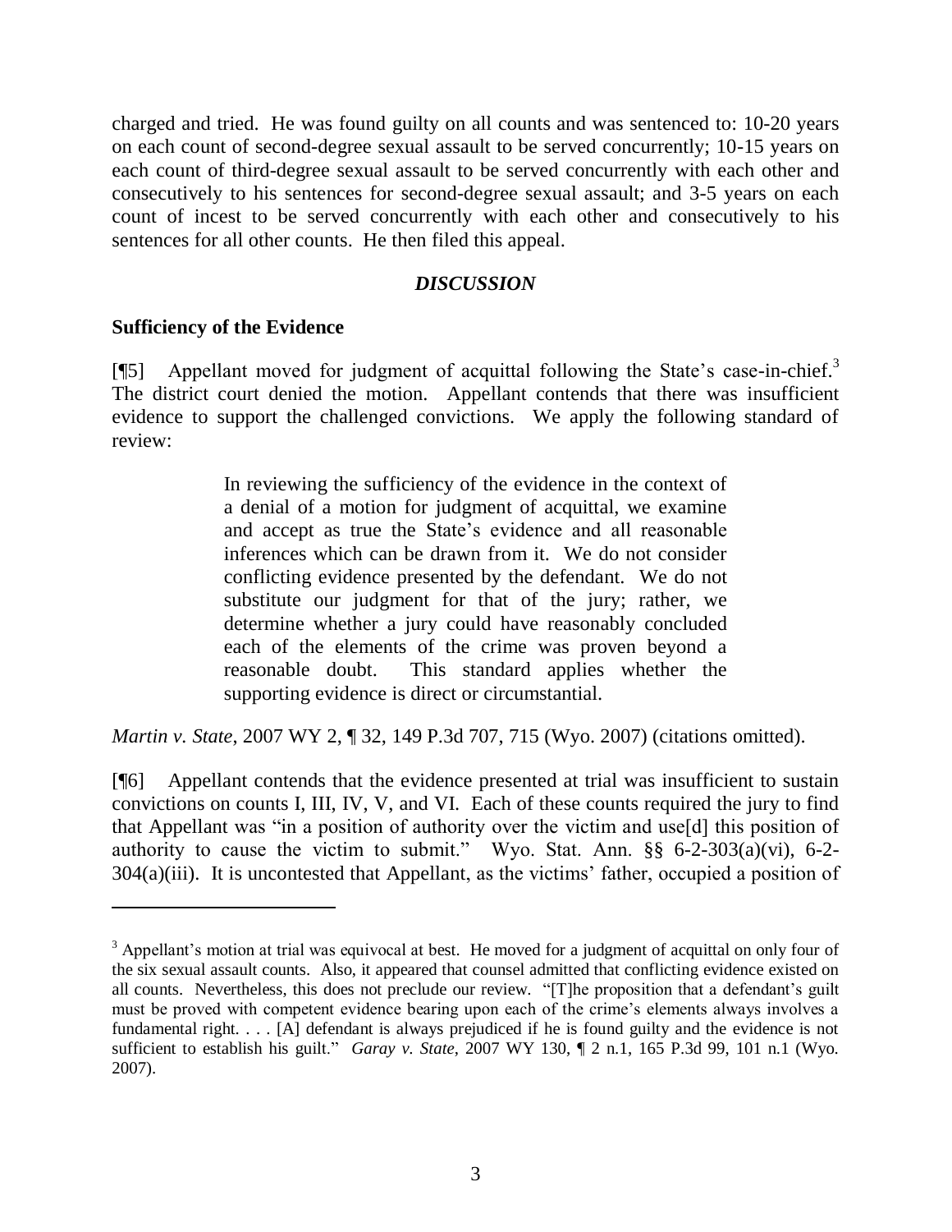charged and tried. He was found guilty on all counts and was sentenced to: 10-20 years on each count of second-degree sexual assault to be served concurrently; 10-15 years on each count of third-degree sexual assault to be served concurrently with each other and consecutively to his sentences for second-degree sexual assault; and 3-5 years on each count of incest to be served concurrently with each other and consecutively to his sentences for all other counts. He then filed this appeal.

## *DISCUSSION*

### Sufficiency of the Evidence

[¶5] Appellant moved for judgment of acquittal following the State's case-in-chief.[3] The district court denied the motion. Appellant contends that there was insufficient evidence to support the challenged convictions. We apply the following standard of review:

> In reviewing the sufficiency of the evidence in the context of a denial of a motion for judgment of acquittal, we examine and accept as true the State's evidence and all reasonable inferences which can be drawn from it. We do not consider conflicting evidence presented by the defendant. We do not substitute our judgment for that of the jury; rather, we determine whether a jury could have reasonably concluded each of the elements of the crime was proven beyond a reasonable doubt. This standard applies whether the supporting evidence is direct or circumstantial.

*Martin v. State*, 2007 WY 2, ¶ 32, 149 P.3d 707, 715 (Wyo. 2007) (citations omitted).

[¶6] Appellant contends that the evidence presented at trial was insufficient to sustain convictions on counts I, III, IV, V, and VI. Each of these counts required the jury to find that Appellant was "in a position of authority over the victim and use[d] this position of authority to cause the victim to submit." Wyo. Stat. Ann. §§ 6-2-303(a)(vi), 6-2-304(a)(iii). It is uncontested that Appellant, as the victims' father, occupied a position of

---

[3] Appellant's motion at trial was equivocal at best. He moved for a judgment of acquittal on only four of the six sexual assault counts. Also, it appeared that counsel admitted that conflicting evidence existed on all counts. Nevertheless, this does not preclude our review. "[T]he proposition that a defendant's guilt must be proved with competent evidence bearing upon each of the crime's elements always involves a fundamental right. . . . [A] defendant is always prejudiced if he is found guilty and the evidence is not sufficient to establish his guilt." *Garay v. State*, 2007 WY 130, ¶ 2 n.1, 165 P.3d 99, 101 n.1 (Wyo. 2007).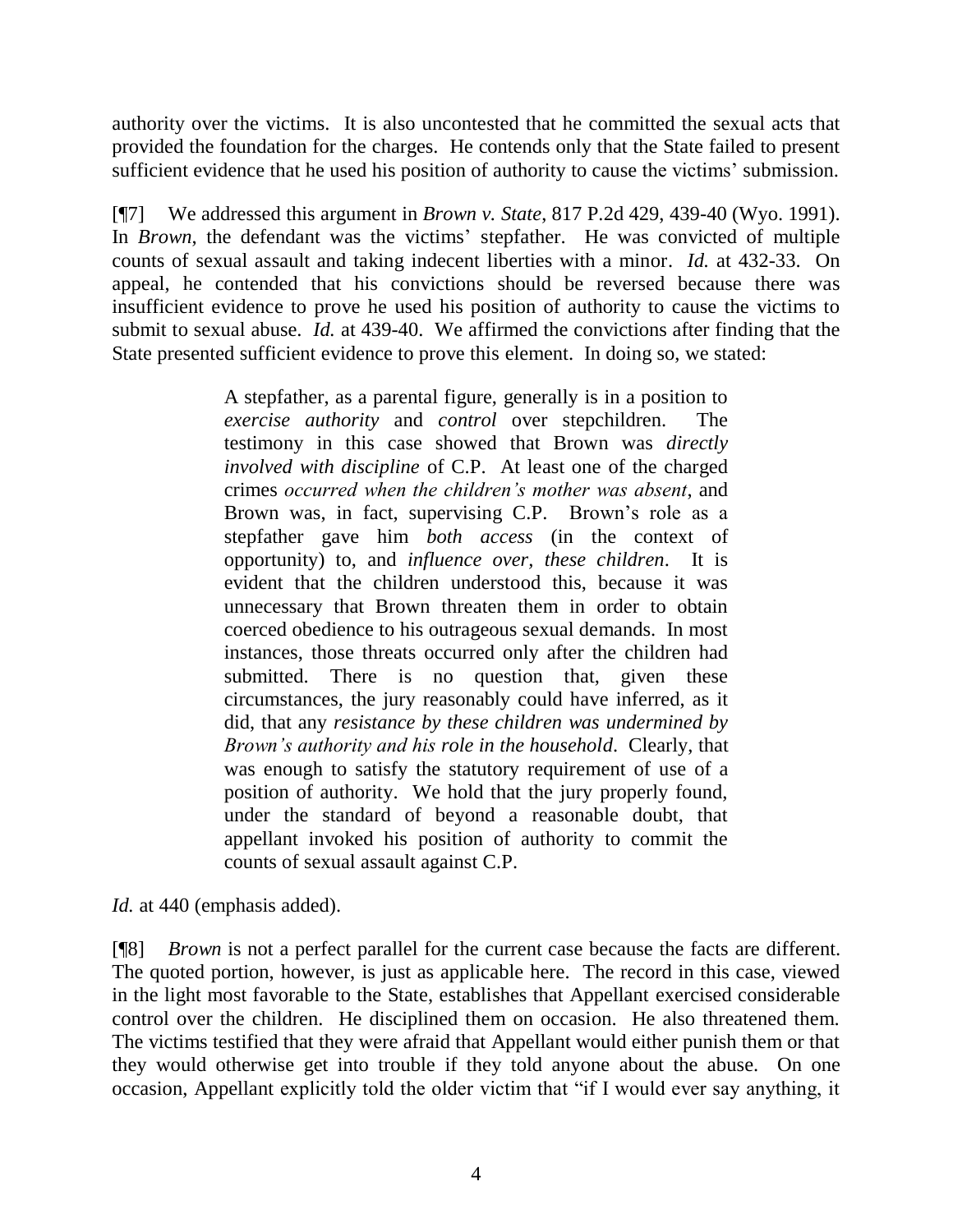authority over the victims. It is also uncontested that he committed the sexual acts that provided the foundation for the charges. He contends only that the State failed to present sufficient evidence that he used his position of authority to cause the victims' submission.

[¶7] We addressed this argument in *Brown v. State*, 817 P.2d 429, 439-40 (Wyo. 1991). In *Brown*, the defendant was the victims' stepfather. He was convicted of multiple counts of sexual assault and taking indecent liberties with a minor. *Id.* at 432-33. On appeal, he contended that his convictions should be reversed because there was insufficient evidence to prove he used his position of authority to cause the victims to submit to sexual abuse. *Id.* at 439-40. We affirmed the convictions after finding that the State presented sufficient evidence to prove this element. In doing so, we stated:

> A stepfather, as a parental figure, generally is in a position to *exercise authority* and *control* over stepchildren. The testimony in this case showed that Brown was *directly involved with discipline* of C.P. At least one of the charged crimes *occurred when the children's mother was absent*, and Brown was, in fact, supervising C.P. Brown's role as a stepfather gave him *both access* (in the context of opportunity) to, and *influence over, these children*. It is evident that the children understood this, because it was unnecessary that Brown threaten them in order to obtain coerced obedience to his outrageous sexual demands. In most instances, those threats occurred only after the children had submitted. There is no question that, given these circumstances, the jury reasonably could have inferred, as it did, that any *resistance by these children was undermined by Brown's authority and his role in the household*. Clearly, that was enough to satisfy the statutory requirement of use of a position of authority. We hold that the jury properly found, under the standard of beyond a reasonable doubt, that appellant invoked his position of authority to commit the counts of sexual assault against C.P.

*Id.* at 440 (emphasis added).

[¶8] *Brown* is not a perfect parallel for the current case because the facts are different. The quoted portion, however, is just as applicable here. The record in this case, viewed in the light most favorable to the State, establishes that Appellant exercised considerable control over the children. He disciplined them on occasion. He also threatened them. The victims testified that they were afraid that Appellant would either punish them or that they would otherwise get into trouble if they told anyone about the abuse. On one occasion, Appellant explicitly told the older victim that "if I would ever say anything, it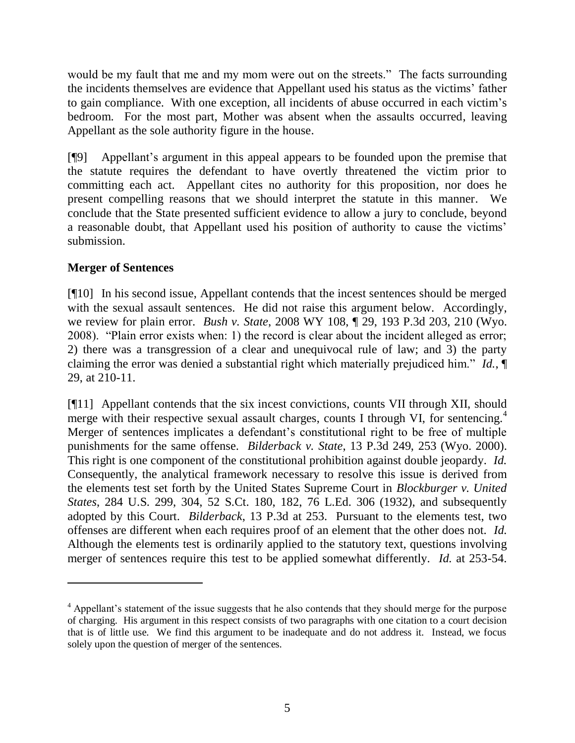would be my fault that me and my mom were out on the streets." The facts surrounding the incidents themselves are evidence that Appellant used his status as the victims' father to gain compliance. With one exception, all incidents of abuse occurred in each victim's bedroom. For the most part, Mother was absent when the assaults occurred, leaving Appellant as the sole authority figure in the house.

[¶9] Appellant's argument in this appeal appears to be founded upon the premise that the statute requires the defendant to have overtly threatened the victim prior to committing each act. Appellant cites no authority for this proposition, nor does he present compelling reasons that we should interpret the statute in this manner. We conclude that the State presented sufficient evidence to allow a jury to conclude, beyond a reasonable doubt, that Appellant used his position of authority to cause the victims' submission.

**Merger of Sentences**

[¶10] In his second issue, Appellant contends that the incest sentences should be merged with the sexual assault sentences. He did not raise this argument below. Accordingly, we review for plain error. *Bush v. State*, 2008 WY 108, ¶ 29, 193 P.3d 203, 210 (Wyo. 2008). "Plain error exists when: 1) the record is clear about the incident alleged as error; 2) there was a transgression of a clear and unequivocal rule of law; and 3) the party claiming the error was denied a substantial right which materially prejudiced him." *Id.*, ¶ 29, at 210-11.

[¶11] Appellant contends that the six incest convictions, counts VII through XII, should merge with their respective sexual assault charges, counts I through VI, for sentencing.[4] Merger of sentences implicates a defendant's constitutional right to be free of multiple punishments for the same offense. *Bilderback v. State*, 13 P.3d 249, 253 (Wyo. 2000). This right is one component of the constitutional prohibition against double jeopardy. *Id.* Consequently, the analytical framework necessary to resolve this issue is derived from the elements test set forth by the United States Supreme Court in *Blockburger v. United States*, 284 U.S. 299, 304, 52 S.Ct. 180, 182, 76 L.Ed. 306 (1932), and subsequently adopted by this Court. *Bilderback*, 13 P.3d at 253. Pursuant to the elements test, two offenses are different when each requires proof of an element that the other does not. *Id.* Although the elements test is ordinarily applied to the statutory text, questions involving merger of sentences require this test to be applied somewhat differently. *Id.* at 253-54.

---

[4] Appellant's statement of the issue suggests that he also contends that they should merge for the purpose of charging. His argument in this respect consists of two paragraphs with one citation to a court decision that is of little use. We find this argument to be inadequate and do not address it. Instead, we focus solely upon the question of merger of the sentences.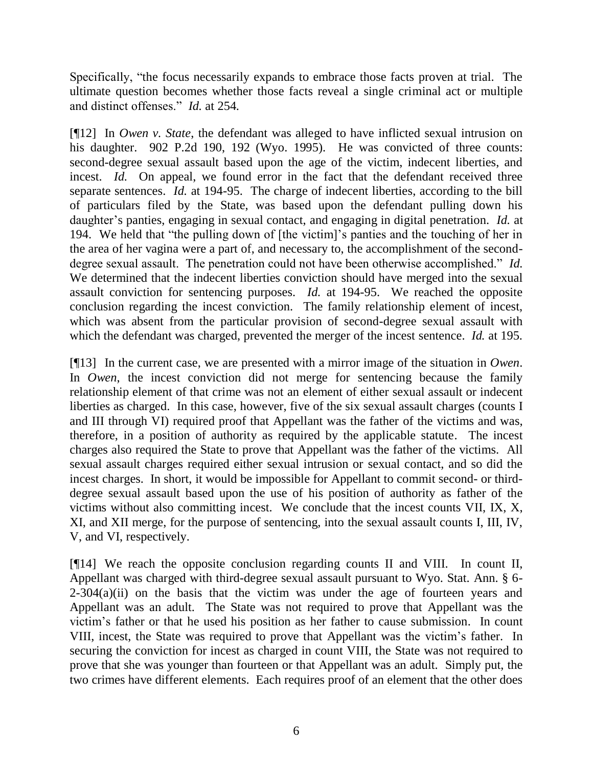Specifically, "the focus necessarily expands to embrace those facts proven at trial. The ultimate question becomes whether those facts reveal a single criminal act or multiple and distinct offenses." *Id.* at 254.

[¶12] In *Owen v. State*, the defendant was alleged to have inflicted sexual intrusion on his daughter. 902 P.2d 190, 192 (Wyo. 1995). He was convicted of three counts: second-degree sexual assault based upon the age of the victim, indecent liberties, and incest. *Id.* On appeal, we found error in the fact that the defendant received three separate sentences. *Id.* at 194-95. The charge of indecent liberties, according to the bill of particulars filed by the State, was based upon the defendant pulling down his daughter's panties, engaging in sexual contact, and engaging in digital penetration. *Id.* at 194. We held that "the pulling down of [the victim]'s panties and the touching of her in the area of her vagina were a part of, and necessary to, the accomplishment of the second-degree sexual assault. The penetration could not have been otherwise accomplished." *Id.* We determined that the indecent liberties conviction should have merged into the sexual assault conviction for sentencing purposes. *Id.* at 194-95. We reached the opposite conclusion regarding the incest conviction. The family relationship element of incest, which was absent from the particular provision of second-degree sexual assault with which the defendant was charged, prevented the merger of the incest sentence. *Id.* at 195.

[¶13] In the current case, we are presented with a mirror image of the situation in *Owen*. In *Owen*, the incest conviction did not merge for sentencing because the family relationship element of that crime was not an element of either sexual assault or indecent liberties as charged. In this case, however, five of the six sexual assault charges (counts I and III through VI) required proof that Appellant was the father of the victims and was, therefore, in a position of authority as required by the applicable statute. The incest charges also required the State to prove that Appellant was the father of the victims. All sexual assault charges required either sexual intrusion or sexual contact, and so did the incest charges. In short, it would be impossible for Appellant to commit second- or third-degree sexual assault based upon the use of his position of authority as father of the victims without also committing incest. We conclude that the incest counts VII, IX, X, XI, and XII merge, for the purpose of sentencing, into the sexual assault counts I, III, IV, V, and VI, respectively.

[¶14] We reach the opposite conclusion regarding counts II and VIII. In count II, Appellant was charged with third-degree sexual assault pursuant to Wyo. Stat. Ann. § 6-2-304(a)(ii) on the basis that the victim was under the age of fourteen years and Appellant was an adult. The State was not required to prove that Appellant was the victim's father or that he used his position as her father to cause submission. In count VIII, incest, the State was required to prove that Appellant was the victim's father. In securing the conviction for incest as charged in count VIII, the State was not required to prove that she was younger than fourteen or that Appellant was an adult. Simply put, the two crimes have different elements. Each requires proof of an element that the other does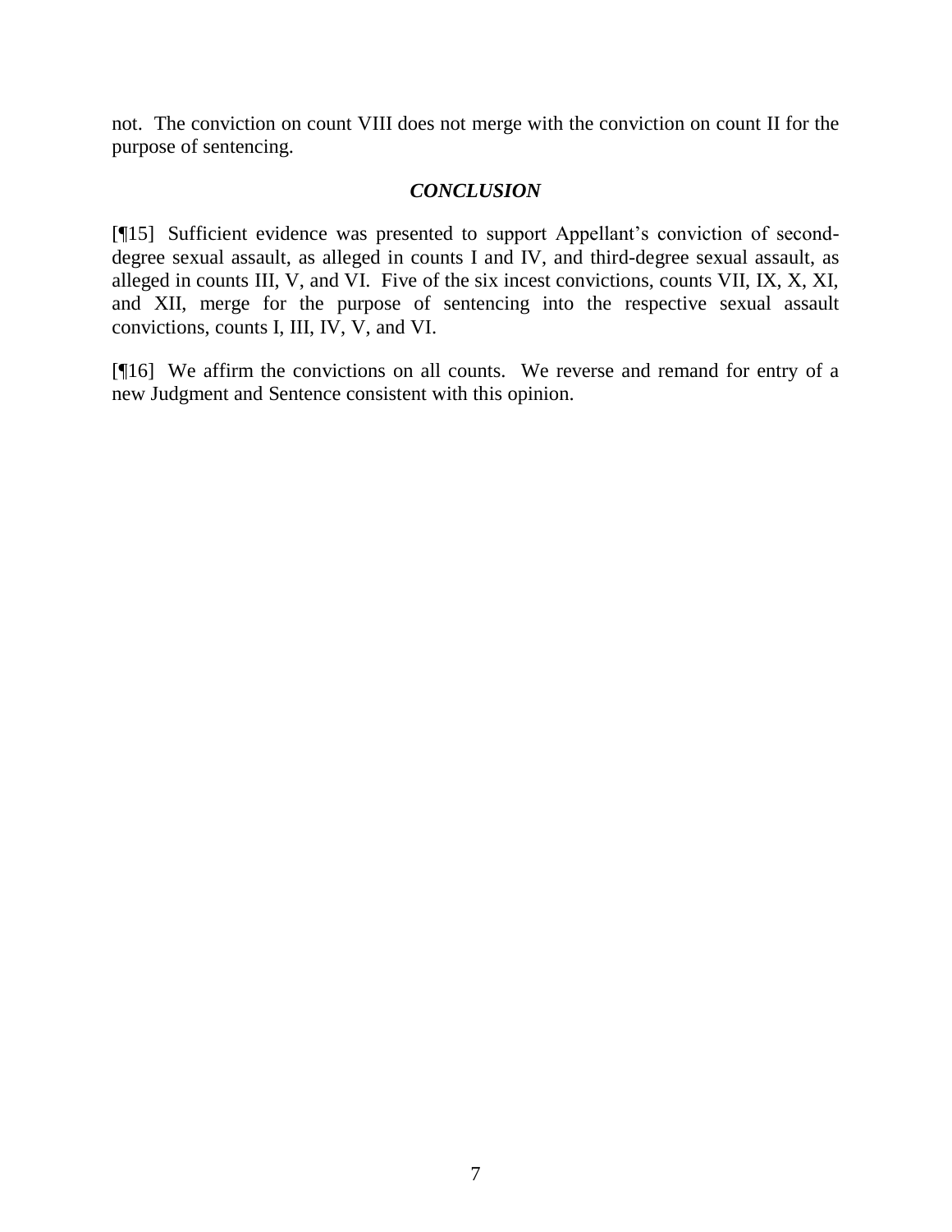not. The conviction on count VIII does not merge with the conviction on count II for the purpose of sentencing.

### *CONCLUSION*

[¶15] Sufficient evidence was presented to support Appellant's conviction of second-degree sexual assault, as alleged in counts I and IV, and third-degree sexual assault, as alleged in counts III, V, and VI. Five of the six incest convictions, counts VII, IX, X, XI, and XII, merge for the purpose of sentencing into the respective sexual assault convictions, counts I, III, IV, V, and VI.

[¶16] We affirm the convictions on all counts. We reverse and remand for entry of a new Judgment and Sentence consistent with this opinion.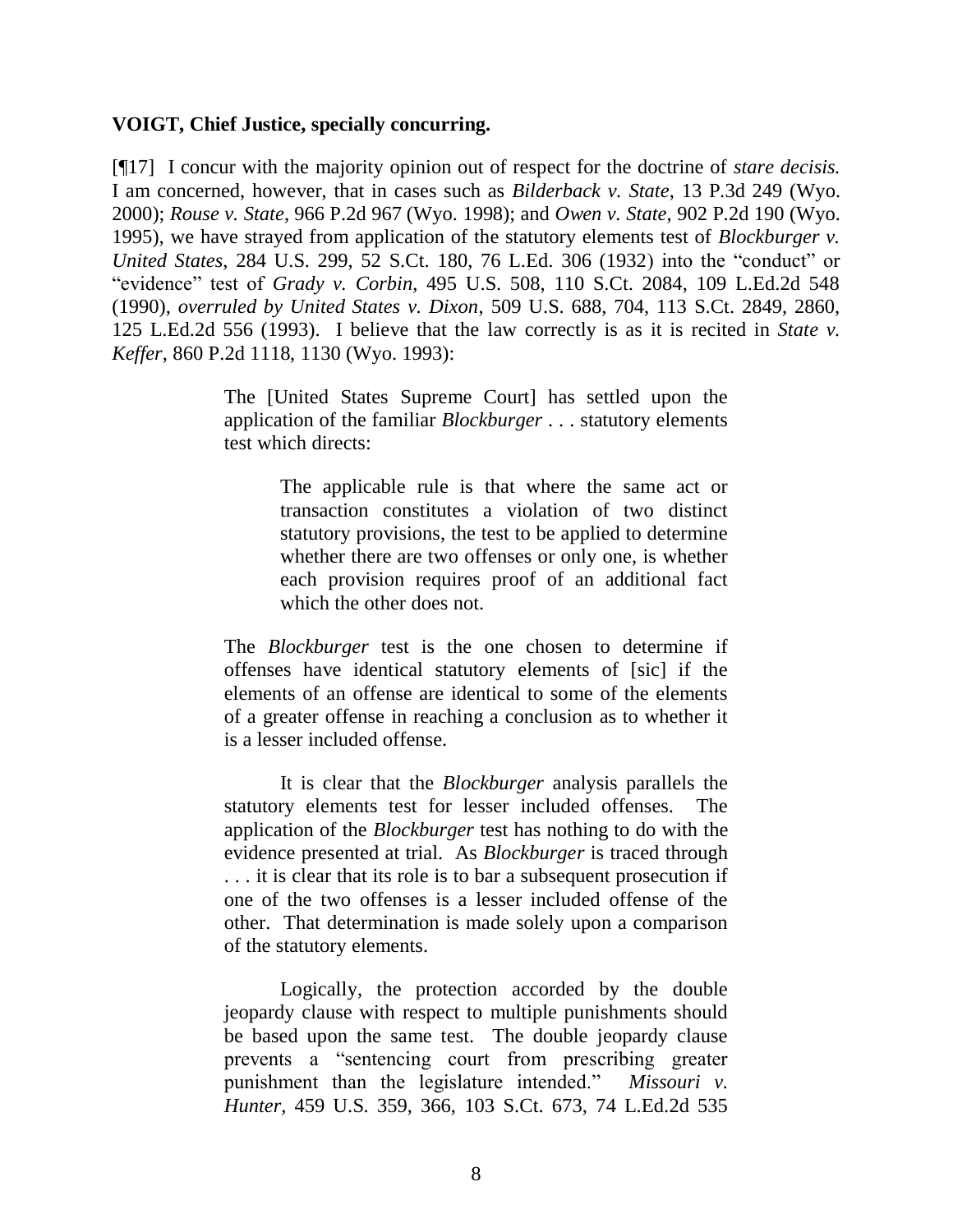**VOIGT, Chief Justice, specially concurring.**

[¶17] I concur with the majority opinion out of respect for the doctrine of *stare decisis.* I am concerned, however, that in cases such as *Bilderback v. State*, 13 P.3d 249 (Wyo. 2000); *Rouse v. State*, 966 P.2d 967 (Wyo. 1998); and *Owen v. State*, 902 P.2d 190 (Wyo. 1995), we have strayed from application of the statutory elements test of *Blockburger v. United States*, 284 U.S. 299, 52 S.Ct. 180, 76 L.Ed. 306 (1932) into the "conduct" or "evidence" test of *Grady v. Corbin*, 495 U.S. 508, 110 S.Ct. 2084, 109 L.Ed.2d 548 (1990), *overruled by United States v. Dixon*, 509 U.S. 688, 704, 113 S.Ct. 2849, 2860, 125 L.Ed.2d 556 (1993). I believe that the law correctly is as it is recited in *State v. Keffer*, 860 P.2d 1118, 1130 (Wyo. 1993):

> The [United States Supreme Court] has settled upon the application of the familiar *Blockburger* . . . statutory elements test which directs:
>
> > The applicable rule is that where the same act or transaction constitutes a violation of two distinct statutory provisions, the test to be applied to determine whether there are two offenses or only one, is whether each provision requires proof of an additional fact which the other does not.
>
> The *Blockburger* test is the one chosen to determine if offenses have identical statutory elements of [sic] if the elements of an offense are identical to some of the elements of a greater offense in reaching a conclusion as to whether it is a lesser included offense.
>
> It is clear that the *Blockburger* analysis parallels the statutory elements test for lesser included offenses. The application of the *Blockburger* test has nothing to do with the evidence presented at trial. As *Blockburger* is traced through . . . it is clear that its role is to bar a subsequent prosecution if one of the two offenses is a lesser included offense of the other. That determination is made solely upon a comparison of the statutory elements.
>
> Logically, the protection accorded by the double jeopardy clause with respect to multiple punishments should be based upon the same test. The double jeopardy clause prevents a "sentencing court from prescribing greater punishment than the legislature intended." *Missouri v. Hunter*, 459 U.S. 359, 366, 103 S.Ct. 673, 74 L.Ed.2d 535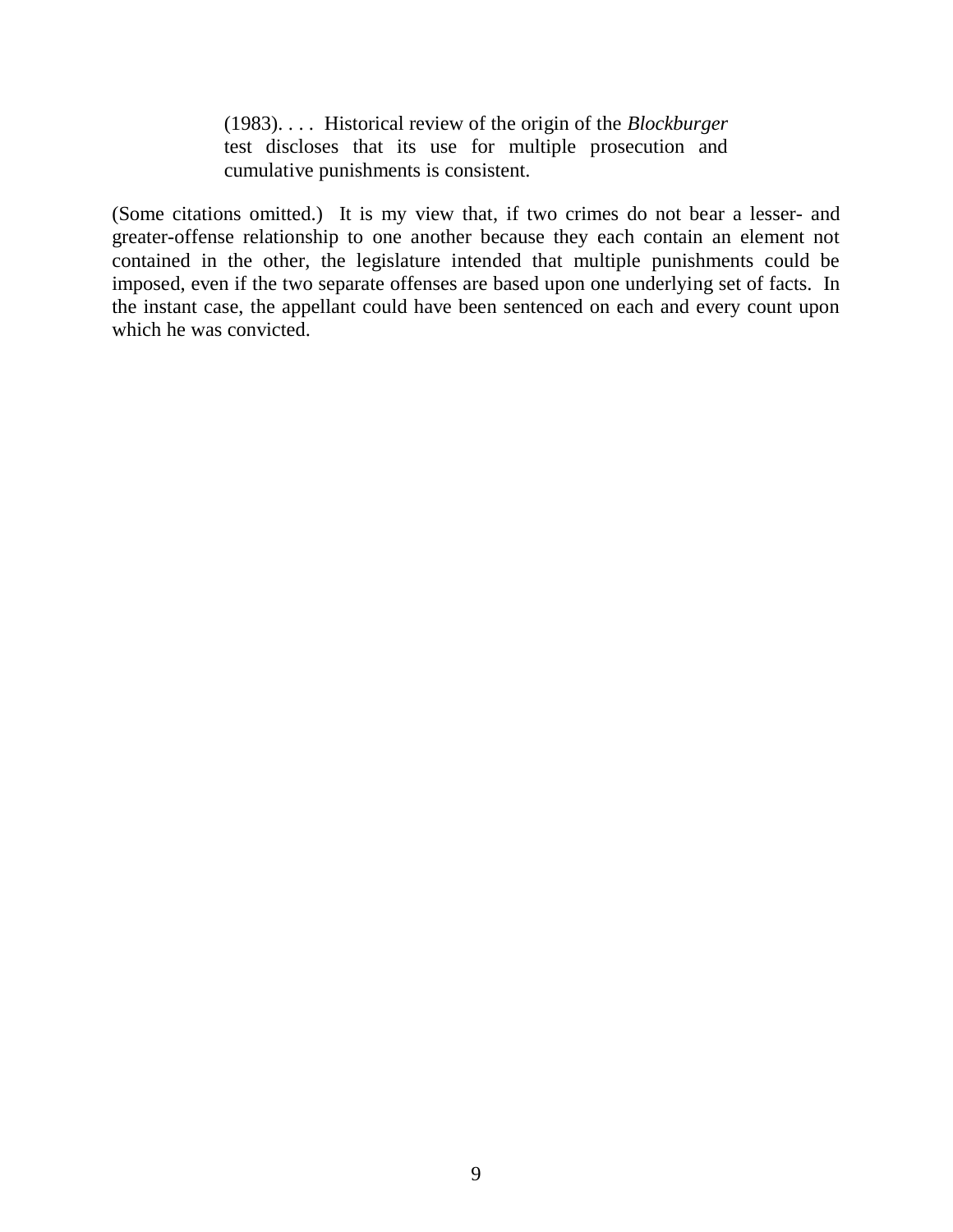> (1983). . . . Historical review of the origin of the *Blockburger* test discloses that its use for multiple prosecution and cumulative punishments is consistent.

(Some citations omitted.) It is my view that, if two crimes do not bear a lesser- and greater-offense relationship to one another because they each contain an element not contained in the other, the legislature intended that multiple punishments could be imposed, even if the two separate offenses are based upon one underlying set of facts. In the instant case, the appellant could have been sentenced on each and every count upon which he was convicted.